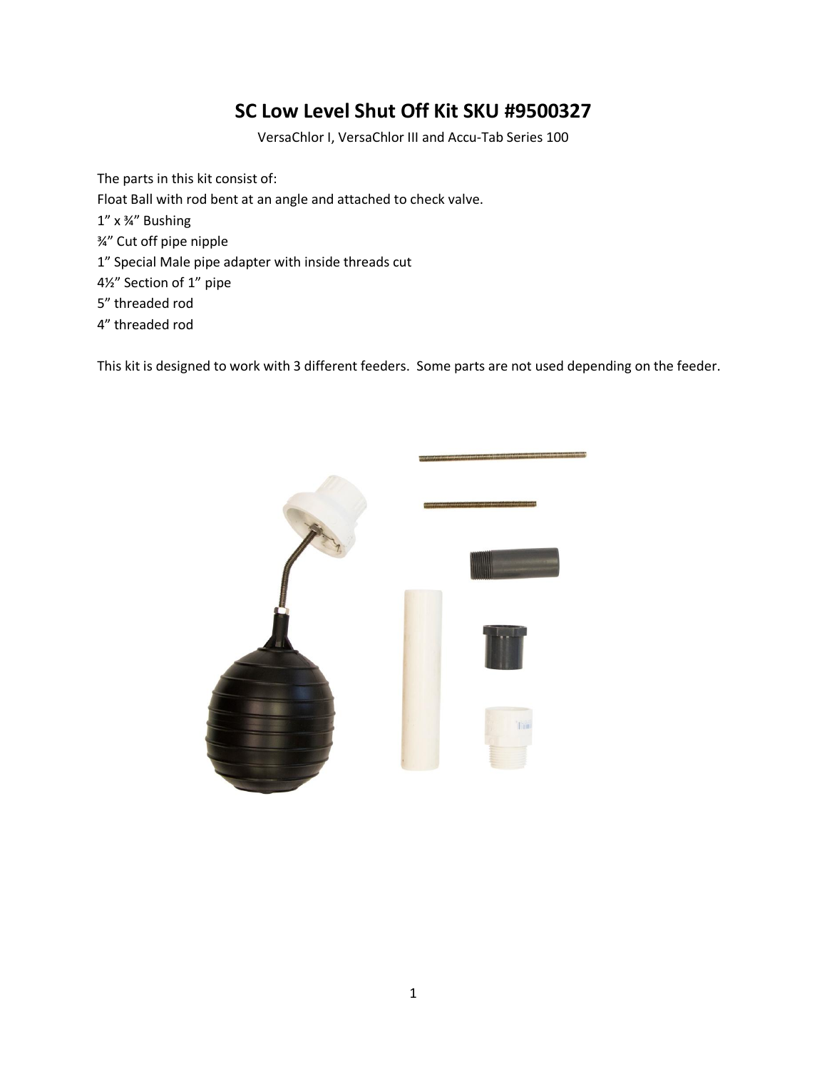# SC Low Level Shut Off Kit SKU #9500327

VersaChlor I, VersaChlor III and Accu-Tab Series 100

The parts in this kit consist of:
Float Ball with rod bent at an angle and attached to check valve.
1” x ¾” Bushing
¾” Cut off pipe nipple
1” Special Male pipe adapter with inside threads cut
4½” Section of 1” pipe
5” threaded rod
4” threaded rod

This kit is designed to work with 3 different feeders. Some parts are not used depending on the feeder.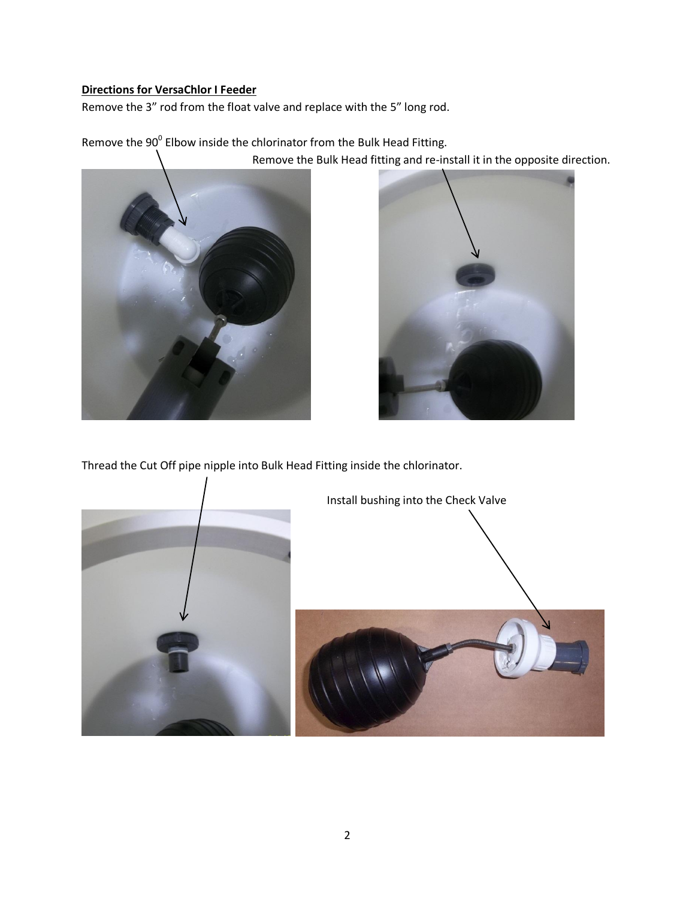**Directions for VersaChlor I Feeder**

Remove the 3" rod from the float valve and replace with the 5" long rod.

Remove the $90^0$ Elbow inside the chlorinator from the Bulk Head Fitting.

Remove the Bulk Head fitting and re-install it in the opposite direction.

Thread the Cut Off pipe nipple into Bulk Head Fitting inside the chlorinator.

Install bushing into the Check Valve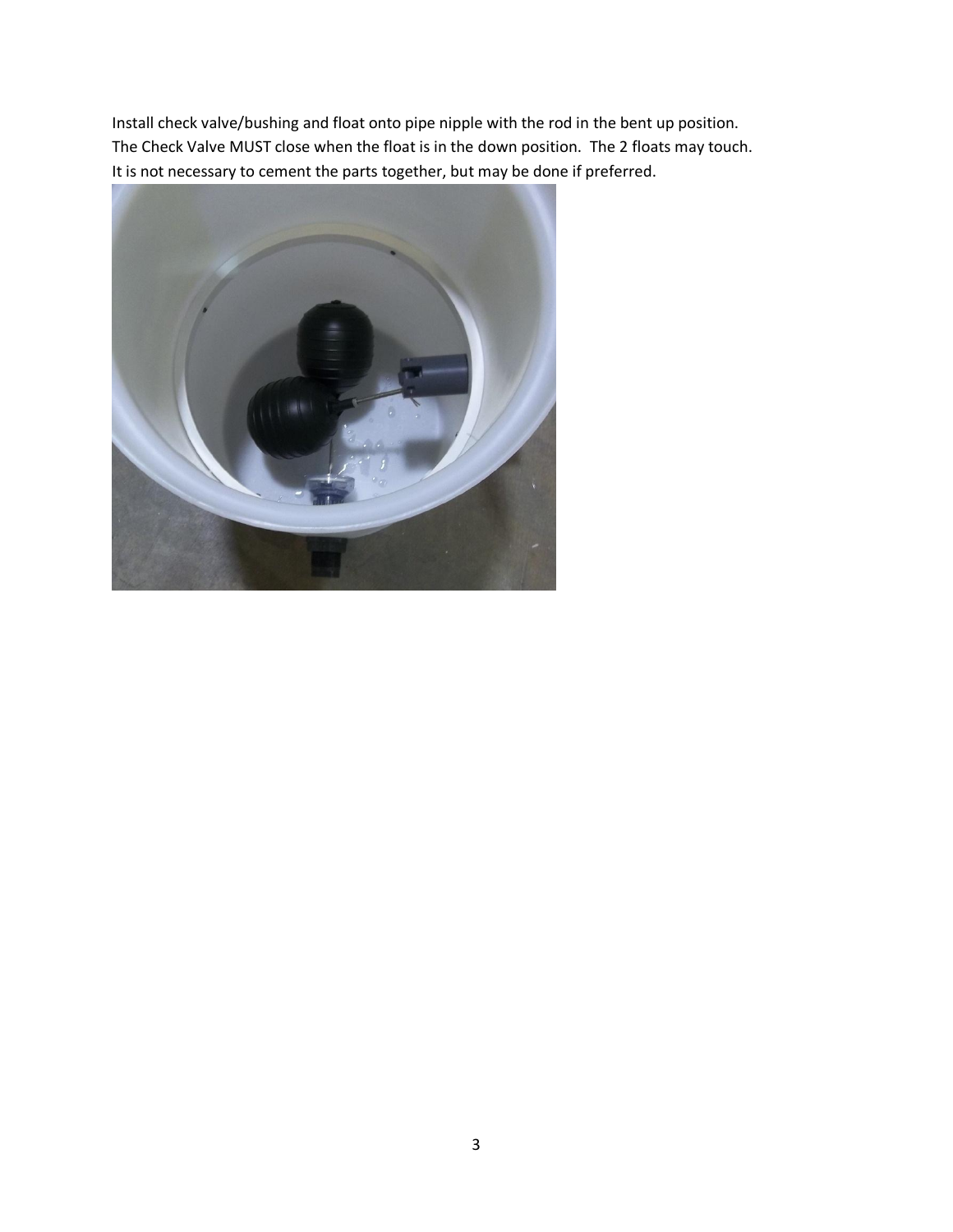Install check valve/bushing and float onto pipe nipple with the rod in the bent up position.
The Check Valve MUST close when the float is in the down position. The 2 floats may touch.
It is not necessary to cement the parts together, but may be done if preferred.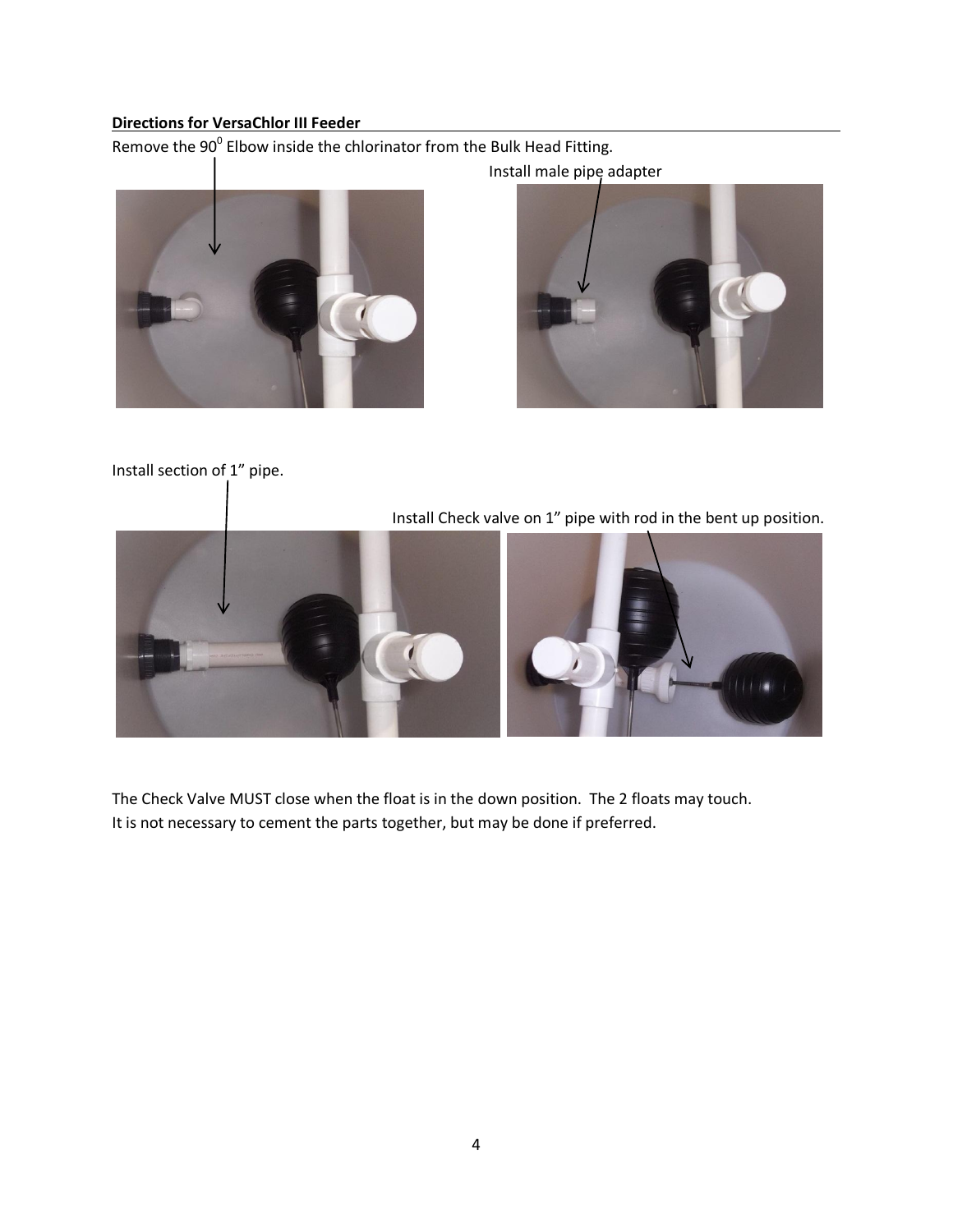**Directions for VersaChlor III Feeder**

Remove the $90^0$ Elbow inside the chlorinator from the Bulk Head Fitting.

Install male pipe adapter

Install section of 1" pipe.

Install Check valve on 1" pipe with rod in the bent up position.

The Check Valve MUST close when the float is in the down position. The 2 floats may touch.
It is not necessary to cement the parts together, but may be done if preferred.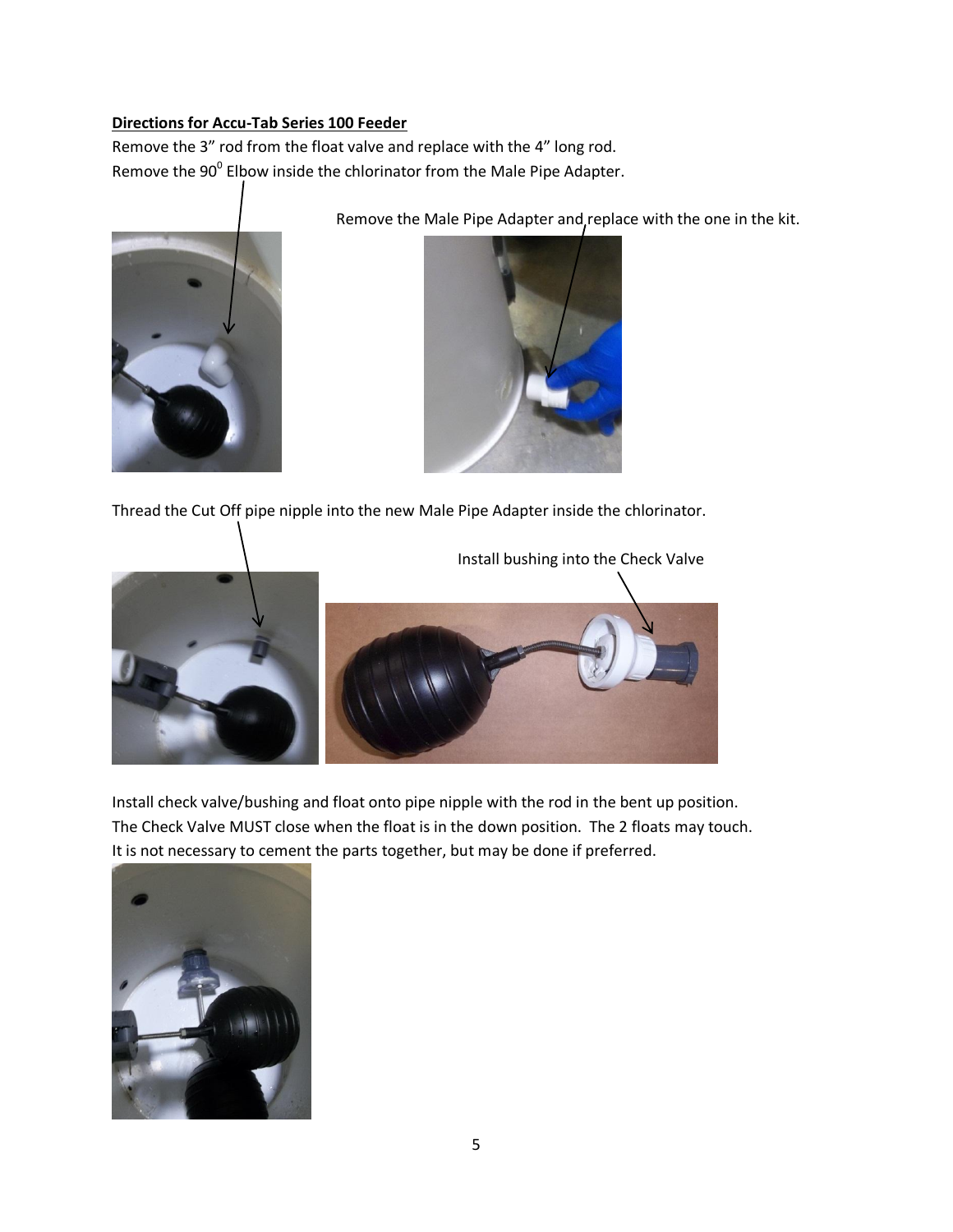**Directions for Accu-Tab Series 100 Feeder**

Remove the 3" rod from the float valve and replace with the 4" long rod.

Remove the $90^0$ Elbow inside the chlorinator from the Male Pipe Adapter.

Remove the Male Pipe Adapter and replace with the one in the kit.

Thread the Cut Off pipe nipple into the new Male Pipe Adapter inside the chlorinator.

Install bushing into the Check Valve

Install check valve/bushing and float onto pipe nipple with the rod in the bent up position.
The Check Valve MUST close when the float is in the down position. The 2 floats may touch.
It is not necessary to cement the parts together, but may be done if preferred.